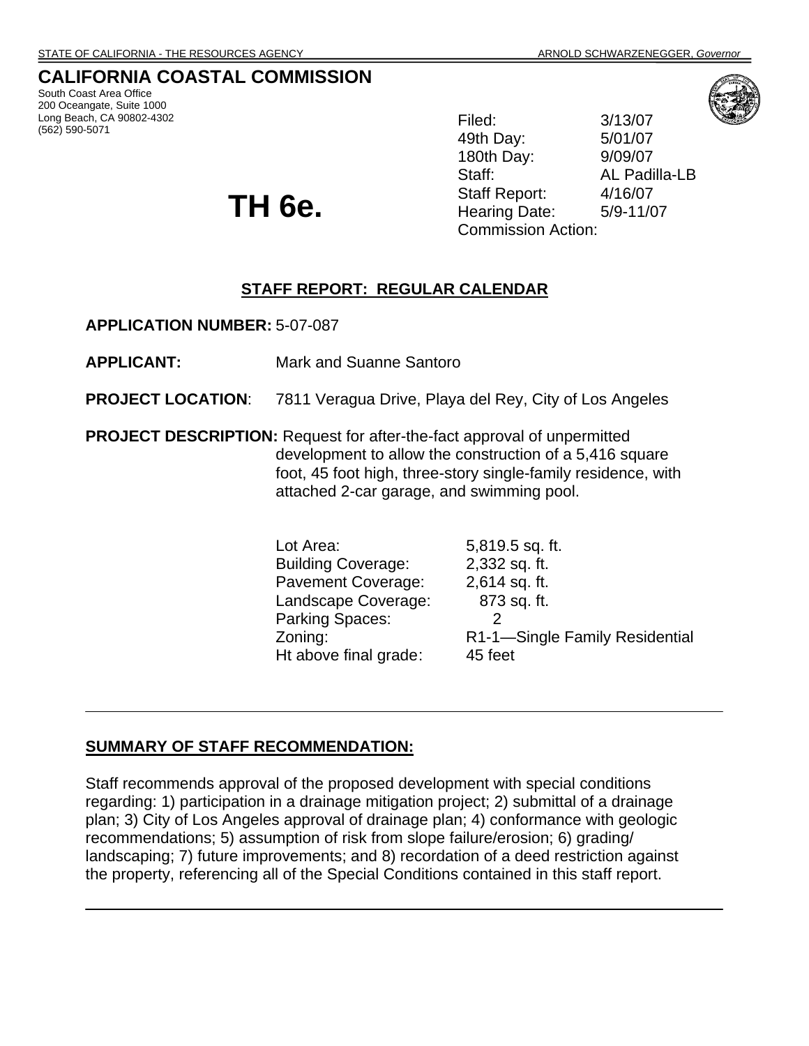STATE OF CALIFORNIA - THE RESOURCES AGENCY ARNOLD SCHWARZENEGGER, *Governor*

# CALIFORNIA COASTAL COMMISSION

South Coast Area Office
200 Oceangate, Suite 1000
Long Beach, CA 90802-4302
(562) 590-5071

| | |
|---|---|
| Filed: | 3/13/07 |
| 49th Day: | 5/01/07 |
| 180th Day: | 9/09/07 |
| Staff: | AL Padilla-LB |
| Staff Report: | 4/16/07 |
| Hearing Date: | 5/9-11/07 |
| Commission Action: | |

# TH 6e.

## STAFF REPORT: REGULAR CALENDAR

**APPLICATION NUMBER:** 5-07-087

**APPLICANT:** Mark and Suanne Santoro

**PROJECT LOCATION**: 7811 Veragua Drive, Playa del Rey, City of Los Angeles

**PROJECT DESCRIPTION:** Request for after-the-fact approval of unpermitted development to allow the construction of a 5,416 square foot, 45 foot high, three-story single-family residence, with attached 2-car garage, and swimming pool.

| | |
|---|---|
| Lot Area: | 5,819.5 sq. ft. |
| Building Coverage: | 2,332 sq. ft. |
| Pavement Coverage: | 2,614 sq. ft. |
| Landscape Coverage: | 873 sq. ft. |
| Parking Spaces: | 2 |
| Zoning: | R1-1—Single Family Residential |
| Ht above final grade: | 45 feet |

## SUMMARY OF STAFF RECOMMENDATION:

Staff recommends approval of the proposed development with special conditions regarding: 1) participation in a drainage mitigation project; 2) submittal of a drainage plan; 3) City of Los Angeles approval of drainage plan; 4) conformance with geologic recommendations; 5) assumption of risk from slope failure/erosion; 6) grading/ landscaping; 7) future improvements; and 8) recordation of a deed restriction against the property, referencing all of the Special Conditions contained in this staff report.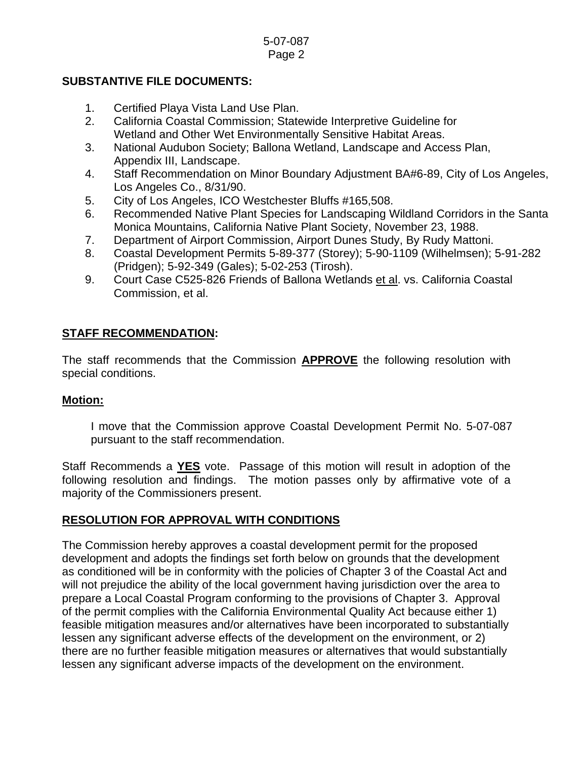**SUBSTANTIVE FILE DOCUMENTS:**

1. Certified Playa Vista Land Use Plan.
2. California Coastal Commission; Statewide Interpretive Guideline for Wetland and Other Wet Environmentally Sensitive Habitat Areas.
3. National Audubon Society; Ballona Wetland, Landscape and Access Plan, Appendix III, Landscape.
4. Staff Recommendation on Minor Boundary Adjustment BA#6-89, City of Los Angeles, Los Angeles Co., 8/31/90.
5. City of Los Angeles, ICO Westchester Bluffs #165,508.
6. Recommended Native Plant Species for Landscaping Wildland Corridors in the Santa Monica Mountains, California Native Plant Society, November 23, 1988.
7. Department of Airport Commission, Airport Dunes Study, By Rudy Mattoni.
8. Coastal Development Permits 5-89-377 (Storey); 5-90-1109 (Wilhelmsen); 5-91-282 (Pridgen); 5-92-349 (Gales); 5-02-253 (Tirosh).
9. Court Case C525-826 Friends of Ballona Wetlands et al. vs. California Coastal Commission, et al.

## STAFF RECOMMENDATION:

The staff recommends that the Commission **APPROVE** the following resolution with special conditions.

**Motion:**

> I move that the Commission approve Coastal Development Permit No. 5-07-087 pursuant to the staff recommendation.

Staff Recommends a **YES** vote. Passage of this motion will result in adoption of the following resolution and findings. The motion passes only by affirmative vote of a majority of the Commissioners present.

## RESOLUTION FOR APPROVAL WITH CONDITIONS

The Commission hereby approves a coastal development permit for the proposed development and adopts the findings set forth below on grounds that the development as conditioned will be in conformity with the policies of Chapter 3 of the Coastal Act and will not prejudice the ability of the local government having jurisdiction over the area to prepare a Local Coastal Program conforming to the provisions of Chapter 3. Approval of the permit complies with the California Environmental Quality Act because either 1) feasible mitigation measures and/or alternatives have been incorporated to substantially lessen any significant adverse effects of the development on the environment, or 2) there are no further feasible mitigation measures or alternatives that would substantially lessen any significant adverse impacts of the development on the environment.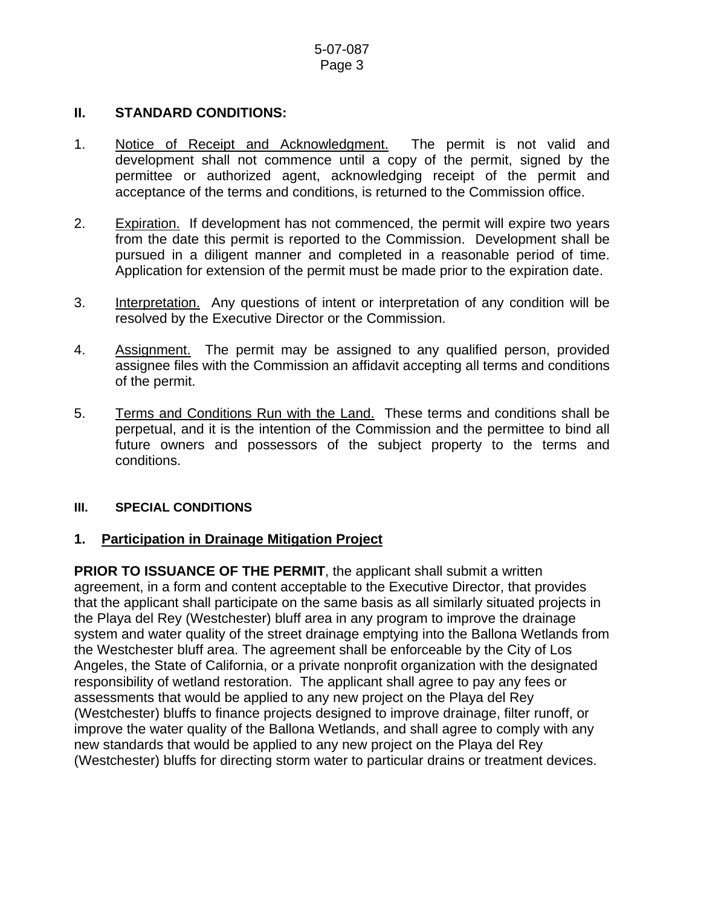## II. STANDARD CONDITIONS:

1. Notice of Receipt and Acknowledgment. The permit is not valid and development shall not commence until a copy of the permit, signed by the permittee or authorized agent, acknowledging receipt of the permit and acceptance of the terms and conditions, is returned to the Commission office.

2. Expiration. If development has not commenced, the permit will expire two years from the date this permit is reported to the Commission. Development shall be pursued in a diligent manner and completed in a reasonable period of time. Application for extension of the permit must be made prior to the expiration date.

3. Interpretation. Any questions of intent or interpretation of any condition will be resolved by the Executive Director or the Commission.

4. Assignment. The permit may be assigned to any qualified person, provided assignee files with the Commission an affidavit accepting all terms and conditions of the permit.

5. Terms and Conditions Run with the Land. These terms and conditions shall be perpetual, and it is the intention of the Commission and the permittee to bind all future owners and possessors of the subject property to the terms and conditions.

## III. SPECIAL CONDITIONS

### 1. Participation in Drainage Mitigation Project

**PRIOR TO ISSUANCE OF THE PERMIT**, the applicant shall submit a written agreement, in a form and content acceptable to the Executive Director, that provides that the applicant shall participate on the same basis as all similarly situated projects in the Playa del Rey (Westchester) bluff area in any program to improve the drainage system and water quality of the street drainage emptying into the Ballona Wetlands from the Westchester bluff area. The agreement shall be enforceable by the City of Los Angeles, the State of California, or a private nonprofit organization with the designated responsibility of wetland restoration. The applicant shall agree to pay any fees or assessments that would be applied to any new project on the Playa del Rey (Westchester) bluffs to finance projects designed to improve drainage, filter runoff, or improve the water quality of the Ballona Wetlands, and shall agree to comply with any new standards that would be applied to any new project on the Playa del Rey (Westchester) bluffs for directing storm water to particular drains or treatment devices.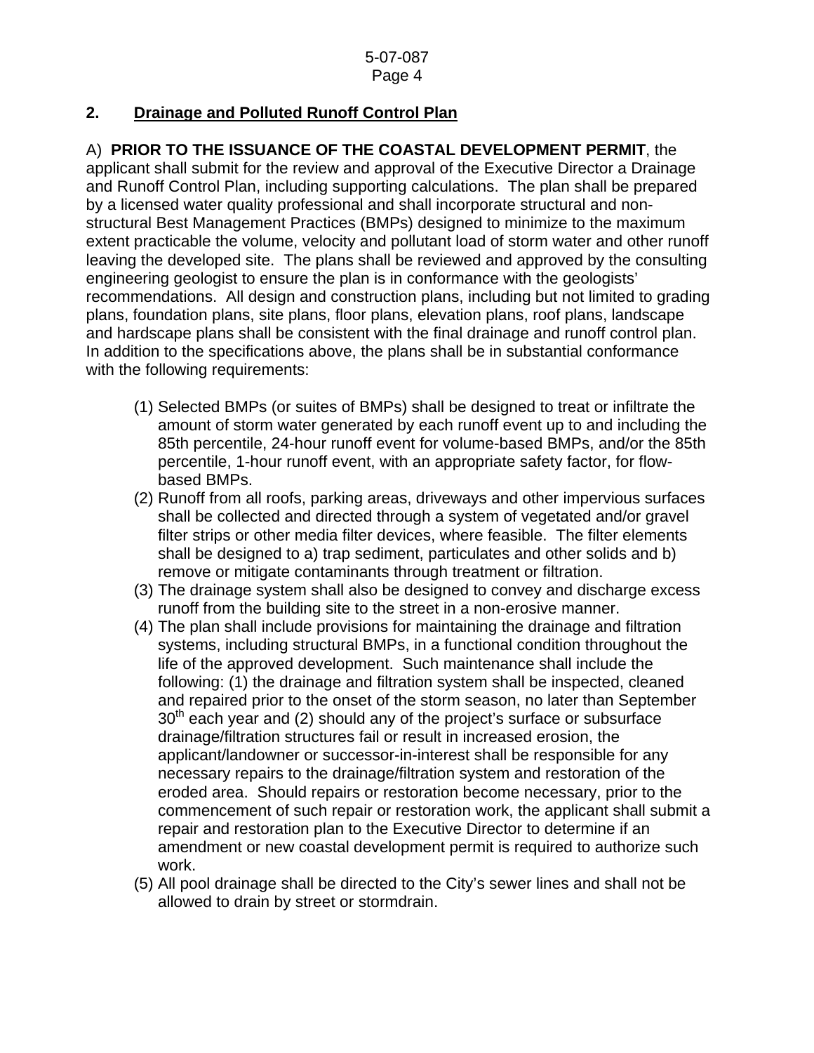## 2. Drainage and Polluted Runoff Control Plan

A) **PRIOR TO THE ISSUANCE OF THE COASTAL DEVELOPMENT PERMIT**, the applicant shall submit for the review and approval of the Executive Director a Drainage and Runoff Control Plan, including supporting calculations. The plan shall be prepared by a licensed water quality professional and shall incorporate structural and non-structural Best Management Practices (BMPs) designed to minimize to the maximum extent practicable the volume, velocity and pollutant load of storm water and other runoff leaving the developed site. The plans shall be reviewed and approved by the consulting engineering geologist to ensure the plan is in conformance with the geologists' recommendations. All design and construction plans, including but not limited to grading plans, foundation plans, site plans, floor plans, elevation plans, roof plans, landscape and hardscape plans shall be consistent with the final drainage and runoff control plan. In addition to the specifications above, the plans shall be in substantial conformance with the following requirements:

(1) Selected BMPs (or suites of BMPs) shall be designed to treat or infiltrate the amount of storm water generated by each runoff event up to and including the 85th percentile, 24-hour runoff event for volume-based BMPs, and/or the 85th percentile, 1-hour runoff event, with an appropriate safety factor, for flow-based BMPs.

(2) Runoff from all roofs, parking areas, driveways and other impervious surfaces shall be collected and directed through a system of vegetated and/or gravel filter strips or other media filter devices, where feasible. The filter elements shall be designed to a) trap sediment, particulates and other solids and b) remove or mitigate contaminants through treatment or filtration.

(3) The drainage system shall also be designed to convey and discharge excess runoff from the building site to the street in a non-erosive manner.

(4) The plan shall include provisions for maintaining the drainage and filtration systems, including structural BMPs, in a functional condition throughout the life of the approved development. Such maintenance shall include the following: (1) the drainage and filtration system shall be inspected, cleaned and repaired prior to the onset of the storm season, no later than September 30th each year and (2) should any of the project's surface or subsurface drainage/filtration structures fail or result in increased erosion, the applicant/landowner or successor-in-interest shall be responsible for any necessary repairs to the drainage/filtration system and restoration of the eroded area. Should repairs or restoration become necessary, prior to the commencement of such repair or restoration work, the applicant shall submit a repair and restoration plan to the Executive Director to determine if an amendment or new coastal development permit is required to authorize such work.

(5) All pool drainage shall be directed to the City's sewer lines and shall not be allowed to drain by street or stormdrain.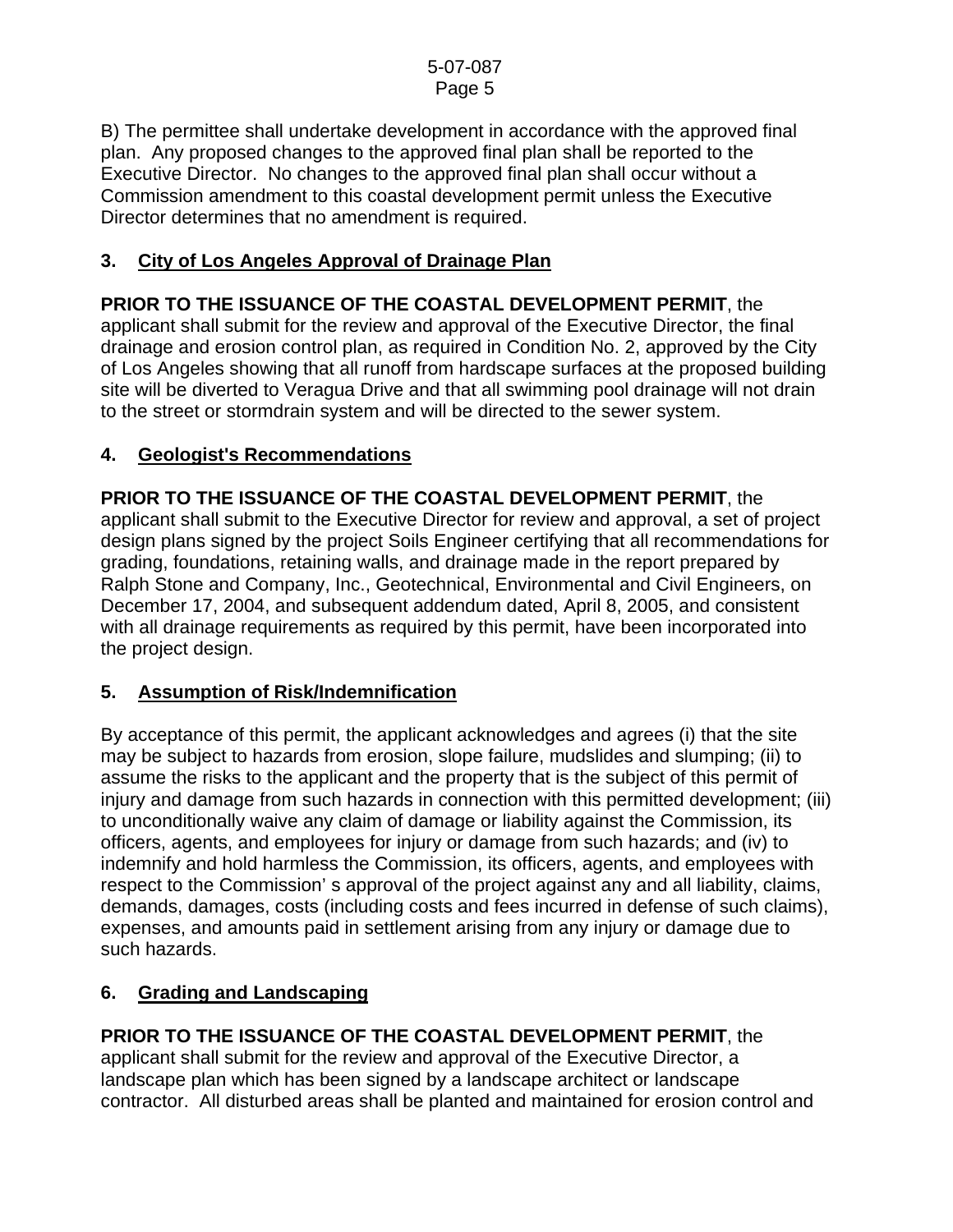B) The permittee shall undertake development in accordance with the approved final plan. Any proposed changes to the approved final plan shall be reported to the Executive Director. No changes to the approved final plan shall occur without a Commission amendment to this coastal development permit unless the Executive Director determines that no amendment is required.

## 3. City of Los Angeles Approval of Drainage Plan

**PRIOR TO THE ISSUANCE OF THE COASTAL DEVELOPMENT PERMIT**, the applicant shall submit for the review and approval of the Executive Director, the final drainage and erosion control plan, as required in Condition No. 2, approved by the City of Los Angeles showing that all runoff from hardscape surfaces at the proposed building site will be diverted to Veragua Drive and that all swimming pool drainage will not drain to the street or stormdrain system and will be directed to the sewer system.

## 4. Geologist's Recommendations

**PRIOR TO THE ISSUANCE OF THE COASTAL DEVELOPMENT PERMIT**, the applicant shall submit to the Executive Director for review and approval, a set of project design plans signed by the project Soils Engineer certifying that all recommendations for grading, foundations, retaining walls, and drainage made in the report prepared by Ralph Stone and Company, Inc., Geotechnical, Environmental and Civil Engineers, on December 17, 2004, and subsequent addendum dated, April 8, 2005, and consistent with all drainage requirements as required by this permit, have been incorporated into the project design.

## 5. Assumption of Risk/Indemnification

By acceptance of this permit, the applicant acknowledges and agrees (i) that the site may be subject to hazards from erosion, slope failure, mudslides and slumping; (ii) to assume the risks to the applicant and the property that is the subject of this permit of injury and damage from such hazards in connection with this permitted development; (iii) to unconditionally waive any claim of damage or liability against the Commission, its officers, agents, and employees for injury or damage from such hazards; and (iv) to indemnify and hold harmless the Commission, its officers, agents, and employees with respect to the Commission' s approval of the project against any and all liability, claims, demands, damages, costs (including costs and fees incurred in defense of such claims), expenses, and amounts paid in settlement arising from any injury or damage due to such hazards.

## 6. Grading and Landscaping

**PRIOR TO THE ISSUANCE OF THE COASTAL DEVELOPMENT PERMIT**, the applicant shall submit for the review and approval of the Executive Director, a landscape plan which has been signed by a landscape architect or landscape contractor. All disturbed areas shall be planted and maintained for erosion control and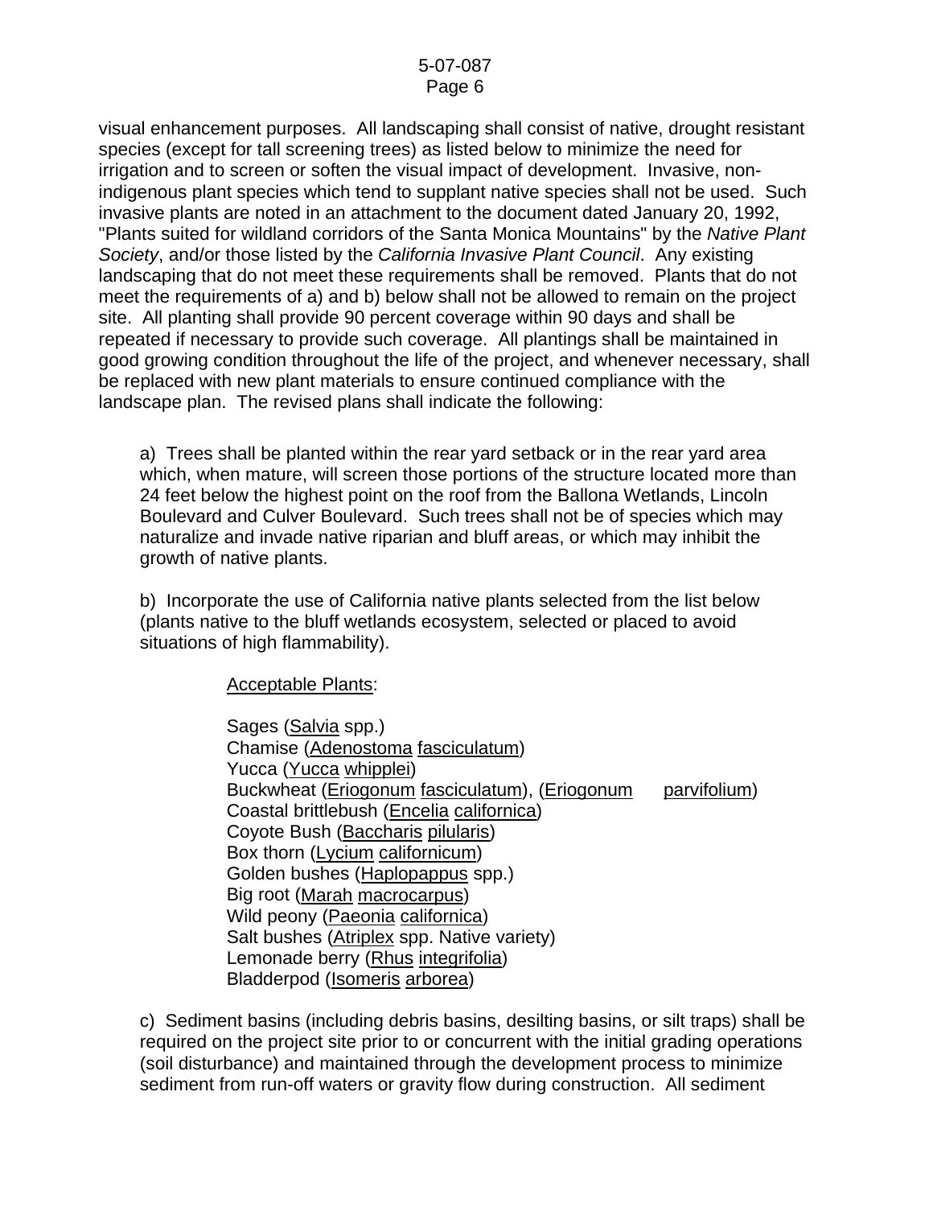visual enhancement purposes. All landscaping shall consist of native, drought resistant species (except for tall screening trees) as listed below to minimize the need for irrigation and to screen or soften the visual impact of development. Invasive, non-indigenous plant species which tend to supplant native species shall not be used. Such invasive plants are noted in an attachment to the document dated January 20, 1992, "Plants suited for wildland corridors of the Santa Monica Mountains" by the *Native Plant Society*, and/or those listed by the *California Invasive Plant Council*. Any existing landscaping that do not meet these requirements shall be removed. Plants that do not meet the requirements of a) and b) below shall not be allowed to remain on the project site. All planting shall provide 90 percent coverage within 90 days and shall be repeated if necessary to provide such coverage. All plantings shall be maintained in good growing condition throughout the life of the project, and whenever necessary, shall be replaced with new plant materials to ensure continued compliance with the landscape plan. The revised plans shall indicate the following:

a) Trees shall be planted within the rear yard setback or in the rear yard area which, when mature, will screen those portions of the structure located more than 24 feet below the highest point on the roof from the Ballona Wetlands, Lincoln Boulevard and Culver Boulevard. Such trees shall not be of species which may naturalize and invade native riparian and bluff areas, or which may inhibit the growth of native plants.

b) Incorporate the use of California native plants selected from the list below (plants native to the bluff wetlands ecosystem, selected or placed to avoid situations of high flammability).

<u>Acceptable Plants</u>:

Sages (<u>Salvia</u> spp.)
Chamise (<u>Adenostoma</u> <u>fasciculatum</u>)
Yucca (<u>Yucca</u> <u>whipplei</u>)
Buckwheat (<u>Eriogonum</u> <u>fasciculatum</u>), (<u>Eriogonum</u> <u>parvifolium</u>)
Coastal brittlebush (<u>Encelia</u> <u>californica</u>)
Coyote Bush (<u>Baccharis</u> <u>pilularis</u>)
Box thorn (<u>Lycium</u> <u>californicum</u>)
Golden bushes (<u>Haplopappus</u> spp.)
Big root (<u>Marah</u> <u>macrocarpus</u>)
Wild peony (<u>Paeonia</u> <u>californica</u>)
Salt bushes (<u>Atriplex</u> spp. Native variety)
Lemonade berry (<u>Rhus</u> <u>integrifolia</u>)
Bladderpod (<u>Isomeris</u> <u>arborea</u>)

c) Sediment basins (including debris basins, desilting basins, or silt traps) shall be required on the project site prior to or concurrent with the initial grading operations (soil disturbance) and maintained through the development process to minimize sediment from run-off waters or gravity flow during construction. All sediment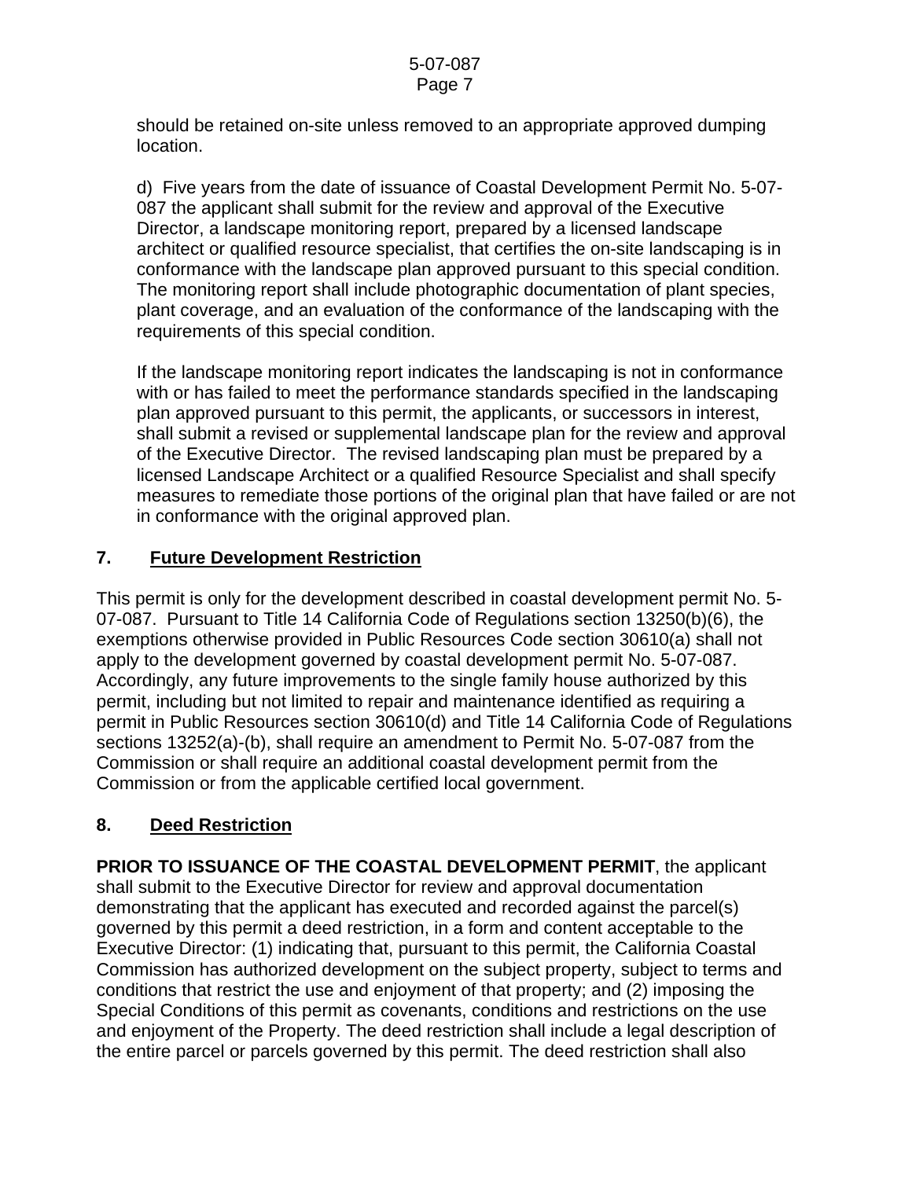should be retained on-site unless removed to an appropriate approved dumping location.

d) Five years from the date of issuance of Coastal Development Permit No. 5-07-087 the applicant shall submit for the review and approval of the Executive Director, a landscape monitoring report, prepared by a licensed landscape architect or qualified resource specialist, that certifies the on-site landscaping is in conformance with the landscape plan approved pursuant to this special condition. The monitoring report shall include photographic documentation of plant species, plant coverage, and an evaluation of the conformance of the landscaping with the requirements of this special condition.

If the landscape monitoring report indicates the landscaping is not in conformance with or has failed to meet the performance standards specified in the landscaping plan approved pursuant to this permit, the applicants, or successors in interest, shall submit a revised or supplemental landscape plan for the review and approval of the Executive Director. The revised landscaping plan must be prepared by a licensed Landscape Architect or a qualified Resource Specialist and shall specify measures to remediate those portions of the original plan that have failed or are not in conformance with the original approved plan.

## 7. Future Development Restriction

This permit is only for the development described in coastal development permit No. 5-07-087. Pursuant to Title 14 California Code of Regulations section 13250(b)(6), the exemptions otherwise provided in Public Resources Code section 30610(a) shall not apply to the development governed by coastal development permit No. 5-07-087. Accordingly, any future improvements to the single family house authorized by this permit, including but not limited to repair and maintenance identified as requiring a permit in Public Resources section 30610(d) and Title 14 California Code of Regulations sections 13252(a)-(b), shall require an amendment to Permit No. 5-07-087 from the Commission or shall require an additional coastal development permit from the Commission or from the applicable certified local government.

## 8. Deed Restriction

**PRIOR TO ISSUANCE OF THE COASTAL DEVELOPMENT PERMIT**, the applicant shall submit to the Executive Director for review and approval documentation demonstrating that the applicant has executed and recorded against the parcel(s) governed by this permit a deed restriction, in a form and content acceptable to the Executive Director: (1) indicating that, pursuant to this permit, the California Coastal Commission has authorized development on the subject property, subject to terms and conditions that restrict the use and enjoyment of that property; and (2) imposing the Special Conditions of this permit as covenants, conditions and restrictions on the use and enjoyment of the Property. The deed restriction shall include a legal description of the entire parcel or parcels governed by this permit. The deed restriction shall also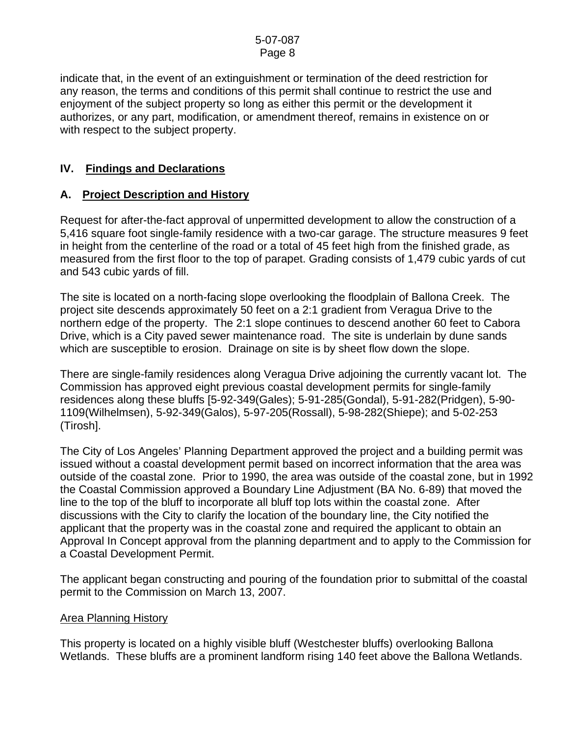indicate that, in the event of an extinguishment or termination of the deed restriction for any reason, the terms and conditions of this permit shall continue to restrict the use and enjoyment of the subject property so long as either this permit or the development it authorizes, or any part, modification, or amendment thereof, remains in existence on or with respect to the subject property.

## IV. Findings and Declarations

### A. Project Description and History

Request for after-the-fact approval of unpermitted development to allow the construction of a 5,416 square foot single-family residence with a two-car garage. The structure measures 9 feet in height from the centerline of the road or a total of 45 feet high from the finished grade, as measured from the first floor to the top of parapet. Grading consists of 1,479 cubic yards of cut and 543 cubic yards of fill.

The site is located on a north-facing slope overlooking the floodplain of Ballona Creek. The project site descends approximately 50 feet on a 2:1 gradient from Veragua Drive to the northern edge of the property. The 2:1 slope continues to descend another 60 feet to Cabora Drive, which is a City paved sewer maintenance road. The site is underlain by dune sands which are susceptible to erosion. Drainage on site is by sheet flow down the slope.

There are single-family residences along Veragua Drive adjoining the currently vacant lot. The Commission has approved eight previous coastal development permits for single-family residences along these bluffs [5-92-349(Gales); 5-91-285(Gondal), 5-91-282(Pridgen), 5-90-1109(Wilhelmsen), 5-92-349(Galos), 5-97-205(Rossall), 5-98-282(Shiepe); and 5-02-253 (Tirosh].

The City of Los Angeles' Planning Department approved the project and a building permit was issued without a coastal development permit based on incorrect information that the area was outside of the coastal zone. Prior to 1990, the area was outside of the coastal zone, but in 1992 the Coastal Commission approved a Boundary Line Adjustment (BA No. 6-89) that moved the line to the top of the bluff to incorporate all bluff top lots within the coastal zone. After discussions with the City to clarify the location of the boundary line, the City notified the applicant that the property was in the coastal zone and required the applicant to obtain an Approval In Concept approval from the planning department and to apply to the Commission for a Coastal Development Permit.

The applicant began constructing and pouring of the foundation prior to submittal of the coastal permit to the Commission on March 13, 2007.

<u>Area Planning History</u>

This property is located on a highly visible bluff (Westchester bluffs) overlooking Ballona Wetlands. These bluffs are a prominent landform rising 140 feet above the Ballona Wetlands.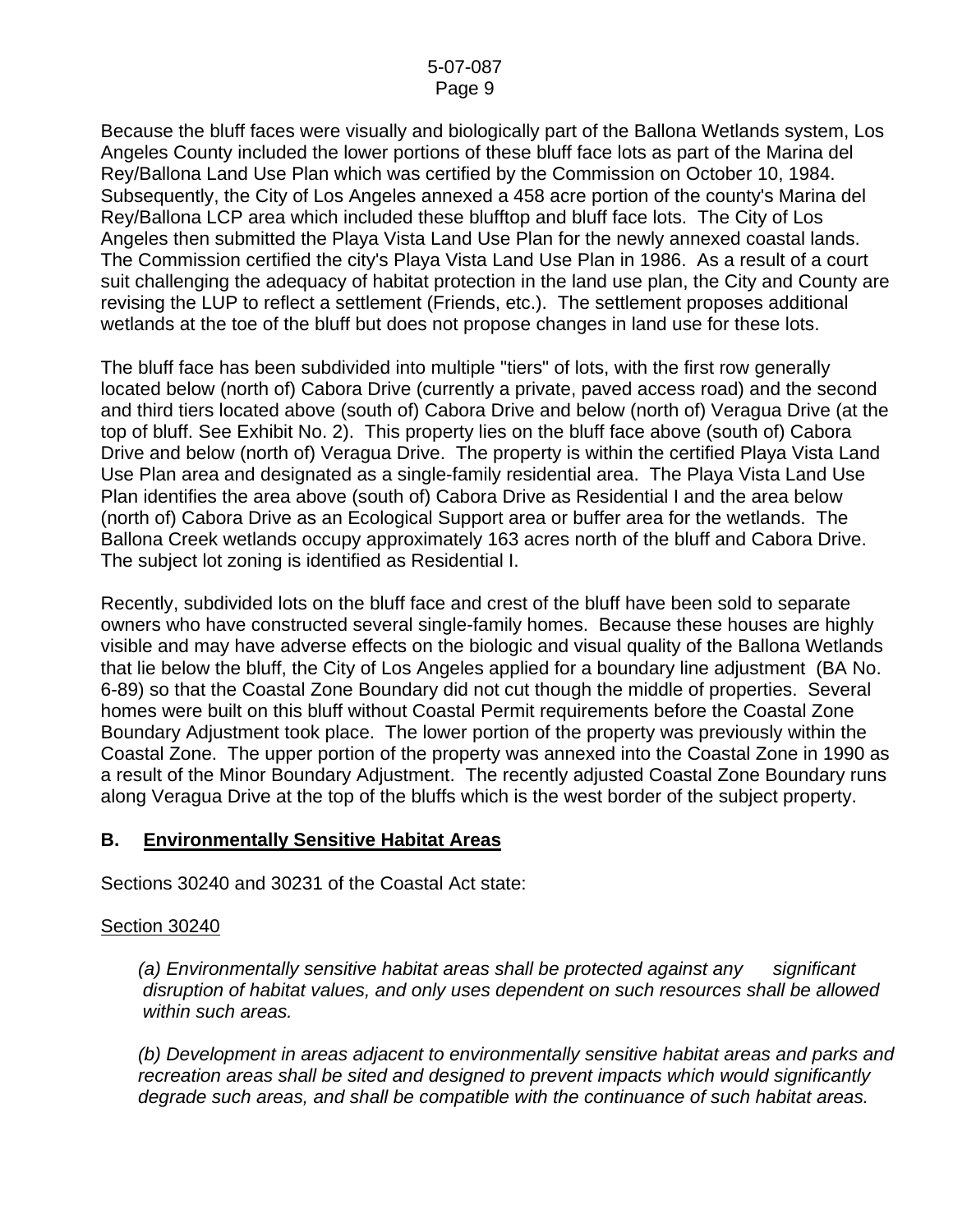Because the bluff faces were visually and biologically part of the Ballona Wetlands system, Los Angeles County included the lower portions of these bluff face lots as part of the Marina del Rey/Ballona Land Use Plan which was certified by the Commission on October 10, 1984. Subsequently, the City of Los Angeles annexed a 458 acre portion of the county's Marina del Rey/Ballona LCP area which included these blufftop and bluff face lots. The City of Los Angeles then submitted the Playa Vista Land Use Plan for the newly annexed coastal lands. The Commission certified the city's Playa Vista Land Use Plan in 1986. As a result of a court suit challenging the adequacy of habitat protection in the land use plan, the City and County are revising the LUP to reflect a settlement (Friends, etc.). The settlement proposes additional wetlands at the toe of the bluff but does not propose changes in land use for these lots.

The bluff face has been subdivided into multiple "tiers" of lots, with the first row generally located below (north of) Cabora Drive (currently a private, paved access road) and the second and third tiers located above (south of) Cabora Drive and below (north of) Veragua Drive (at the top of bluff. See Exhibit No. 2). This property lies on the bluff face above (south of) Cabora Drive and below (north of) Veragua Drive. The property is within the certified Playa Vista Land Use Plan area and designated as a single-family residential area. The Playa Vista Land Use Plan identifies the area above (south of) Cabora Drive as Residential I and the area below (north of) Cabora Drive as an Ecological Support area or buffer area for the wetlands. The Ballona Creek wetlands occupy approximately 163 acres north of the bluff and Cabora Drive. The subject lot zoning is identified as Residential I.

Recently, subdivided lots on the bluff face and crest of the bluff have been sold to separate owners who have constructed several single-family homes. Because these houses are highly visible and may have adverse effects on the biologic and visual quality of the Ballona Wetlands that lie below the bluff, the City of Los Angeles applied for a boundary line adjustment (BA No. 6-89) so that the Coastal Zone Boundary did not cut though the middle of properties. Several homes were built on this bluff without Coastal Permit requirements before the Coastal Zone Boundary Adjustment took place. The lower portion of the property was previously within the Coastal Zone. The upper portion of the property was annexed into the Coastal Zone in 1990 as a result of the Minor Boundary Adjustment. The recently adjusted Coastal Zone Boundary runs along Veragua Drive at the top of the bluffs which is the west border of the subject property.

## B. Environmentally Sensitive Habitat Areas

Sections 30240 and 30231 of the Coastal Act state:

Section 30240

*(a) Environmentally sensitive habitat areas shall be protected against any significant disruption of habitat values, and only uses dependent on such resources shall be allowed within such areas.*

*(b) Development in areas adjacent to environmentally sensitive habitat areas and parks and recreation areas shall be sited and designed to prevent impacts which would significantly degrade such areas, and shall be compatible with the continuance of such habitat areas.*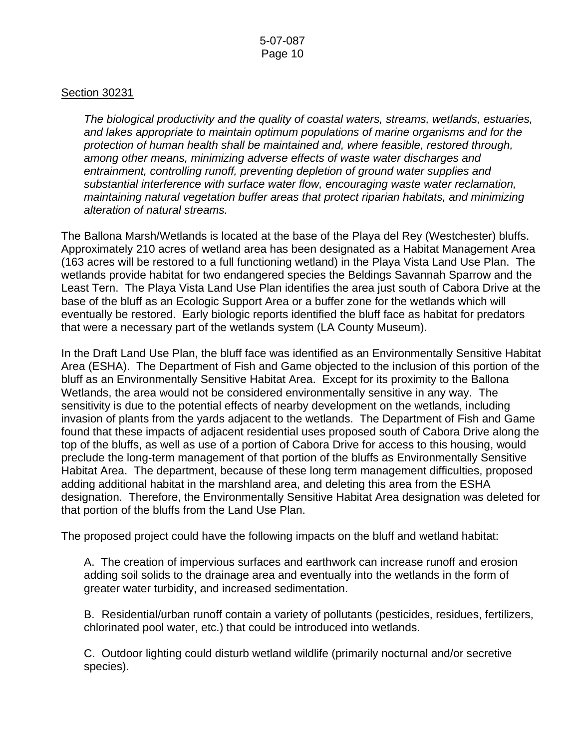<u>Section 30231</u>

*The biological productivity and the quality of coastal waters, streams, wetlands, estuaries, and lakes appropriate to maintain optimum populations of marine organisms and for the protection of human health shall be maintained and, where feasible, restored through, among other means, minimizing adverse effects of waste water discharges and entrainment, controlling runoff, preventing depletion of ground water supplies and substantial interference with surface water flow, encouraging waste water reclamation, maintaining natural vegetation buffer areas that protect riparian habitats, and minimizing alteration of natural streams.*

The Ballona Marsh/Wetlands is located at the base of the Playa del Rey (Westchester) bluffs. Approximately 210 acres of wetland area has been designated as a Habitat Management Area (163 acres will be restored to a full functioning wetland) in the Playa Vista Land Use Plan. The wetlands provide habitat for two endangered species the Beldings Savannah Sparrow and the Least Tern. The Playa Vista Land Use Plan identifies the area just south of Cabora Drive at the base of the bluff as an Ecologic Support Area or a buffer zone for the wetlands which will eventually be restored. Early biologic reports identified the bluff face as habitat for predators that were a necessary part of the wetlands system (LA County Museum).

In the Draft Land Use Plan, the bluff face was identified as an Environmentally Sensitive Habitat Area (ESHA). The Department of Fish and Game objected to the inclusion of this portion of the bluff as an Environmentally Sensitive Habitat Area. Except for its proximity to the Ballona Wetlands, the area would not be considered environmentally sensitive in any way. The sensitivity is due to the potential effects of nearby development on the wetlands, including invasion of plants from the yards adjacent to the wetlands. The Department of Fish and Game found that these impacts of adjacent residential uses proposed south of Cabora Drive along the top of the bluffs, as well as use of a portion of Cabora Drive for access to this housing, would preclude the long-term management of that portion of the bluffs as Environmentally Sensitive Habitat Area. The department, because of these long term management difficulties, proposed adding additional habitat in the marshland area, and deleting this area from the ESHA designation. Therefore, the Environmentally Sensitive Habitat Area designation was deleted for that portion of the bluffs from the Land Use Plan.

The proposed project could have the following impacts on the bluff and wetland habitat:

A. The creation of impervious surfaces and earthwork can increase runoff and erosion adding soil solids to the drainage area and eventually into the wetlands in the form of greater water turbidity, and increased sedimentation.

B. Residential/urban runoff contain a variety of pollutants (pesticides, residues, fertilizers, chlorinated pool water, etc.) that could be introduced into wetlands.

C. Outdoor lighting could disturb wetland wildlife (primarily nocturnal and/or secretive species).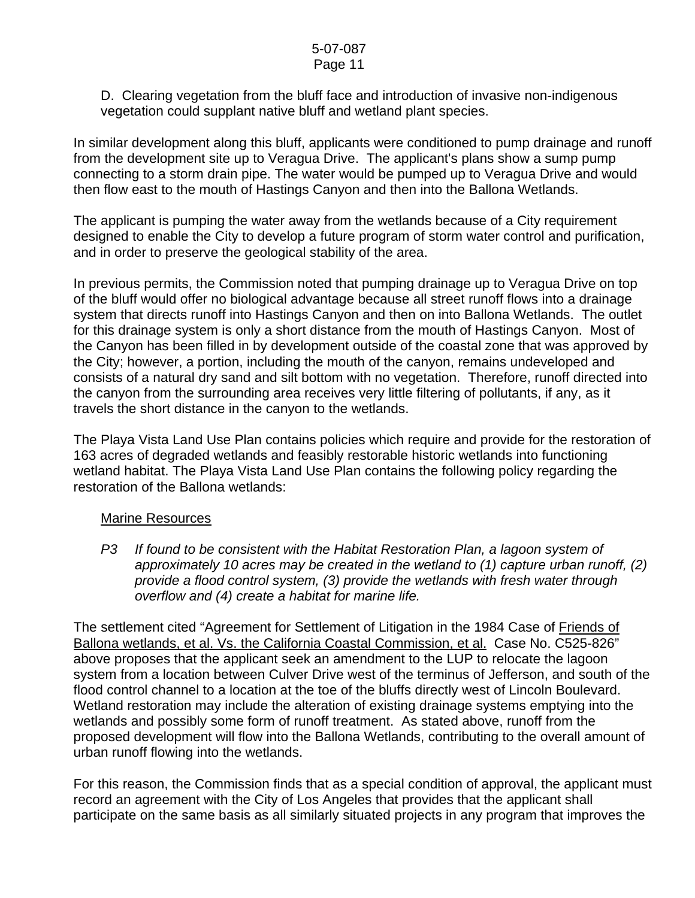D. Clearing vegetation from the bluff face and introduction of invasive non-indigenous vegetation could supplant native bluff and wetland plant species.

In similar development along this bluff, applicants were conditioned to pump drainage and runoff from the development site up to Veragua Drive. The applicant's plans show a sump pump connecting to a storm drain pipe. The water would be pumped up to Veragua Drive and would then flow east to the mouth of Hastings Canyon and then into the Ballona Wetlands.

The applicant is pumping the water away from the wetlands because of a City requirement designed to enable the City to develop a future program of storm water control and purification, and in order to preserve the geological stability of the area.

In previous permits, the Commission noted that pumping drainage up to Veragua Drive on top of the bluff would offer no biological advantage because all street runoff flows into a drainage system that directs runoff into Hastings Canyon and then on into Ballona Wetlands. The outlet for this drainage system is only a short distance from the mouth of Hastings Canyon. Most of the Canyon has been filled in by development outside of the coastal zone that was approved by the City; however, a portion, including the mouth of the canyon, remains undeveloped and consists of a natural dry sand and silt bottom with no vegetation. Therefore, runoff directed into the canyon from the surrounding area receives very little filtering of pollutants, if any, as it travels the short distance in the canyon to the wetlands.

The Playa Vista Land Use Plan contains policies which require and provide for the restoration of 163 acres of degraded wetlands and feasibly restorable historic wetlands into functioning wetland habitat. The Playa Vista Land Use Plan contains the following policy regarding the restoration of the Ballona wetlands:

<u>Marine Resources</u>

*P3 If found to be consistent with the Habitat Restoration Plan, a lagoon system of approximately 10 acres may be created in the wetland to (1) capture urban runoff, (2) provide a flood control system, (3) provide the wetlands with fresh water through overflow and (4) create a habitat for marine life.*

The settlement cited "Agreement for Settlement of Litigation in the 1984 Case of <u>Friends of Ballona wetlands, et al. Vs. the California Coastal Commission, et al.</u> Case No. C525-826" above proposes that the applicant seek an amendment to the LUP to relocate the lagoon system from a location between Culver Drive west of the terminus of Jefferson, and south of the flood control channel to a location at the toe of the bluffs directly west of Lincoln Boulevard. Wetland restoration may include the alteration of existing drainage systems emptying into the wetlands and possibly some form of runoff treatment. As stated above, runoff from the proposed development will flow into the Ballona Wetlands, contributing to the overall amount of urban runoff flowing into the wetlands.

For this reason, the Commission finds that as a special condition of approval, the applicant must record an agreement with the City of Los Angeles that provides that the applicant shall participate on the same basis as all similarly situated projects in any program that improves the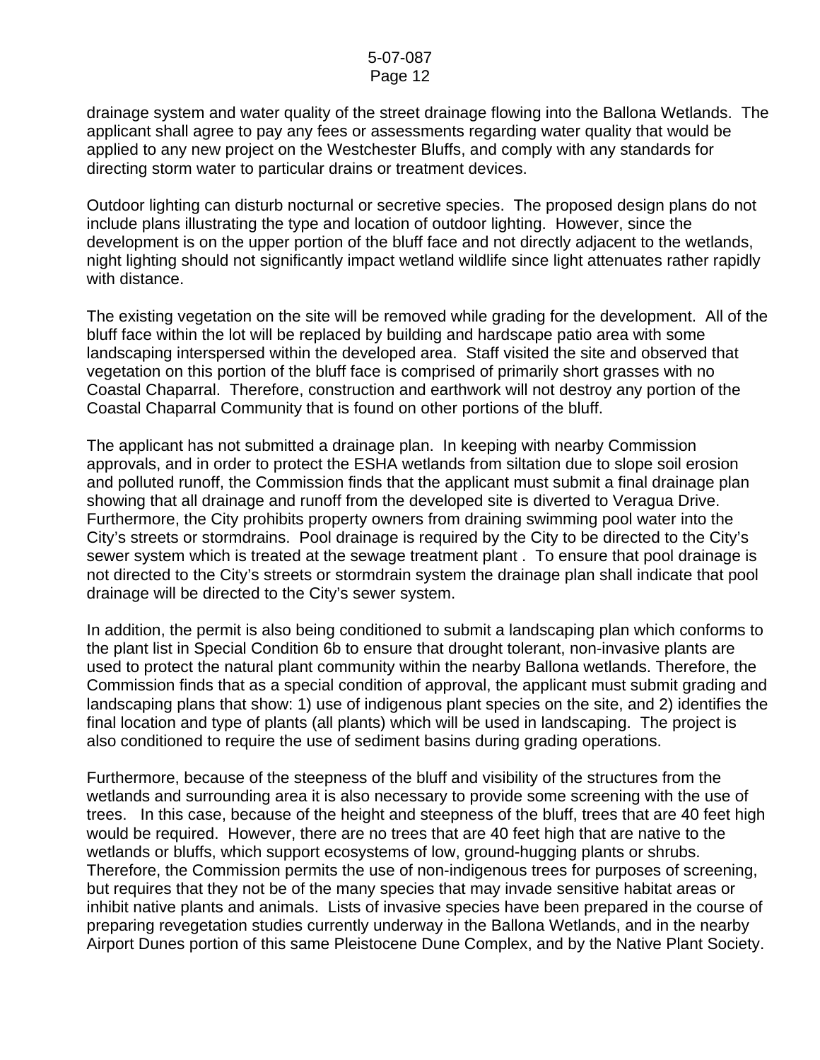drainage system and water quality of the street drainage flowing into the Ballona Wetlands. The applicant shall agree to pay any fees or assessments regarding water quality that would be applied to any new project on the Westchester Bluffs, and comply with any standards for directing storm water to particular drains or treatment devices.

Outdoor lighting can disturb nocturnal or secretive species. The proposed design plans do not include plans illustrating the type and location of outdoor lighting. However, since the development is on the upper portion of the bluff face and not directly adjacent to the wetlands, night lighting should not significantly impact wetland wildlife since light attenuates rather rapidly with distance.

The existing vegetation on the site will be removed while grading for the development. All of the bluff face within the lot will be replaced by building and hardscape patio area with some landscaping interspersed within the developed area. Staff visited the site and observed that vegetation on this portion of the bluff face is comprised of primarily short grasses with no Coastal Chaparral. Therefore, construction and earthwork will not destroy any portion of the Coastal Chaparral Community that is found on other portions of the bluff.

The applicant has not submitted a drainage plan. In keeping with nearby Commission approvals, and in order to protect the ESHA wetlands from siltation due to slope soil erosion and polluted runoff, the Commission finds that the applicant must submit a final drainage plan showing that all drainage and runoff from the developed site is diverted to Veragua Drive. Furthermore, the City prohibits property owners from draining swimming pool water into the City's streets or stormdrains. Pool drainage is required by the City to be directed to the City's sewer system which is treated at the sewage treatment plant . To ensure that pool drainage is not directed to the City's streets or stormdrain system the drainage plan shall indicate that pool drainage will be directed to the City's sewer system.

In addition, the permit is also being conditioned to submit a landscaping plan which conforms to the plant list in Special Condition 6b to ensure that drought tolerant, non-invasive plants are used to protect the natural plant community within the nearby Ballona wetlands. Therefore, the Commission finds that as a special condition of approval, the applicant must submit grading and landscaping plans that show: 1) use of indigenous plant species on the site, and 2) identifies the final location and type of plants (all plants) which will be used in landscaping. The project is also conditioned to require the use of sediment basins during grading operations.

Furthermore, because of the steepness of the bluff and visibility of the structures from the wetlands and surrounding area it is also necessary to provide some screening with the use of trees. In this case, because of the height and steepness of the bluff, trees that are 40 feet high would be required. However, there are no trees that are 40 feet high that are native to the wetlands or bluffs, which support ecosystems of low, ground-hugging plants or shrubs. Therefore, the Commission permits the use of non-indigenous trees for purposes of screening, but requires that they not be of the many species that may invade sensitive habitat areas or inhibit native plants and animals. Lists of invasive species have been prepared in the course of preparing revegetation studies currently underway in the Ballona Wetlands, and in the nearby Airport Dunes portion of this same Pleistocene Dune Complex, and by the Native Plant Society.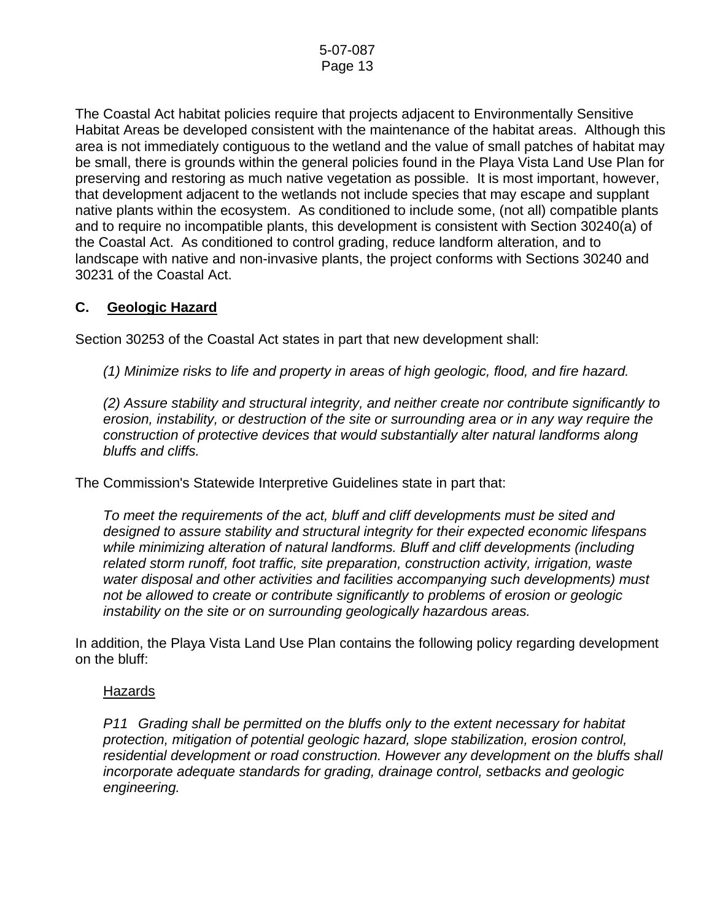The Coastal Act habitat policies require that projects adjacent to Environmentally Sensitive Habitat Areas be developed consistent with the maintenance of the habitat areas. Although this area is not immediately contiguous to the wetland and the value of small patches of habitat may be small, there is grounds within the general policies found in the Playa Vista Land Use Plan for preserving and restoring as much native vegetation as possible. It is most important, however, that development adjacent to the wetlands not include species that may escape and supplant native plants within the ecosystem. As conditioned to include some, (not all) compatible plants and to require no incompatible plants, this development is consistent with Section 30240(a) of the Coastal Act. As conditioned to control grading, reduce landform alteration, and to landscape with native and non-invasive plants, the project conforms with Sections 30240 and 30231 of the Coastal Act.

## C. Geologic Hazard

Section 30253 of the Coastal Act states in part that new development shall:

> *(1) Minimize risks to life and property in areas of high geologic, flood, and fire hazard.*
>
> *(2) Assure stability and structural integrity, and neither create nor contribute significantly to erosion, instability, or destruction of the site or surrounding area or in any way require the construction of protective devices that would substantially alter natural landforms along bluffs and cliffs.*

The Commission's Statewide Interpretive Guidelines state in part that:

> *To meet the requirements of the act, bluff and cliff developments must be sited and designed to assure stability and structural integrity for their expected economic lifespans while minimizing alteration of natural landforms. Bluff and cliff developments (including related storm runoff, foot traffic, site preparation, construction activity, irrigation, waste water disposal and other activities and facilities accompanying such developments) must not be allowed to create or contribute significantly to problems of erosion or geologic instability on the site or on surrounding geologically hazardous areas.*

In addition, the Playa Vista Land Use Plan contains the following policy regarding development on the bluff:

> <u>Hazards</u>
>
> *P11 Grading shall be permitted on the bluffs only to the extent necessary for habitat protection, mitigation of potential geologic hazard, slope stabilization, erosion control, residential development or road construction. However any development on the bluffs shall incorporate adequate standards for grading, drainage control, setbacks and geologic engineering.*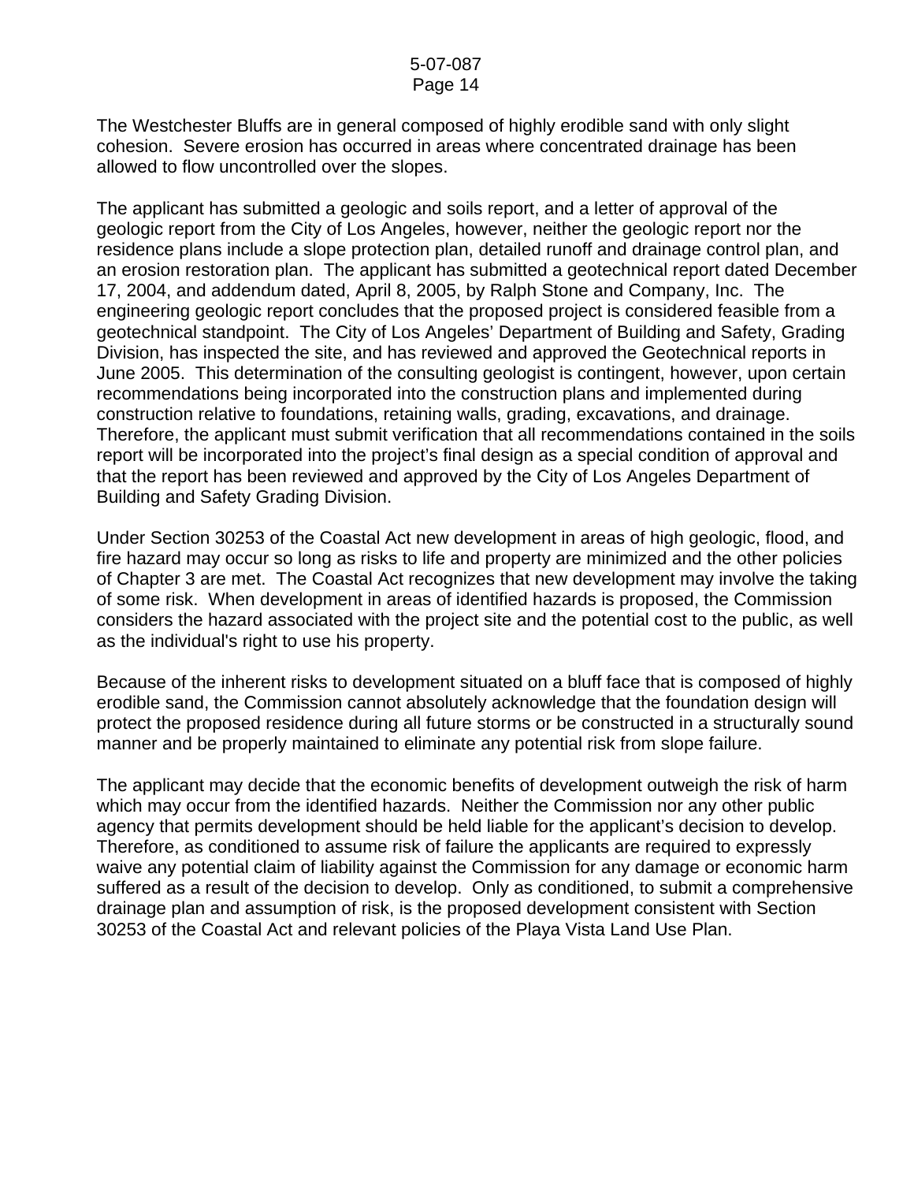The Westchester Bluffs are in general composed of highly erodible sand with only slight cohesion. Severe erosion has occurred in areas where concentrated drainage has been allowed to flow uncontrolled over the slopes.

The applicant has submitted a geologic and soils report, and a letter of approval of the geologic report from the City of Los Angeles, however, neither the geologic report nor the residence plans include a slope protection plan, detailed runoff and drainage control plan, and an erosion restoration plan. The applicant has submitted a geotechnical report dated December 17, 2004, and addendum dated, April 8, 2005, by Ralph Stone and Company, Inc. The engineering geologic report concludes that the proposed project is considered feasible from a geotechnical standpoint. The City of Los Angeles' Department of Building and Safety, Grading Division, has inspected the site, and has reviewed and approved the Geotechnical reports in June 2005. This determination of the consulting geologist is contingent, however, upon certain recommendations being incorporated into the construction plans and implemented during construction relative to foundations, retaining walls, grading, excavations, and drainage. Therefore, the applicant must submit verification that all recommendations contained in the soils report will be incorporated into the project's final design as a special condition of approval and that the report has been reviewed and approved by the City of Los Angeles Department of Building and Safety Grading Division.

Under Section 30253 of the Coastal Act new development in areas of high geologic, flood, and fire hazard may occur so long as risks to life and property are minimized and the other policies of Chapter 3 are met. The Coastal Act recognizes that new development may involve the taking of some risk. When development in areas of identified hazards is proposed, the Commission considers the hazard associated with the project site and the potential cost to the public, as well as the individual's right to use his property.

Because of the inherent risks to development situated on a bluff face that is composed of highly erodible sand, the Commission cannot absolutely acknowledge that the foundation design will protect the proposed residence during all future storms or be constructed in a structurally sound manner and be properly maintained to eliminate any potential risk from slope failure.

The applicant may decide that the economic benefits of development outweigh the risk of harm which may occur from the identified hazards. Neither the Commission nor any other public agency that permits development should be held liable for the applicant's decision to develop. Therefore, as conditioned to assume risk of failure the applicants are required to expressly waive any potential claim of liability against the Commission for any damage or economic harm suffered as a result of the decision to develop. Only as conditioned, to submit a comprehensive drainage plan and assumption of risk, is the proposed development consistent with Section 30253 of the Coastal Act and relevant policies of the Playa Vista Land Use Plan.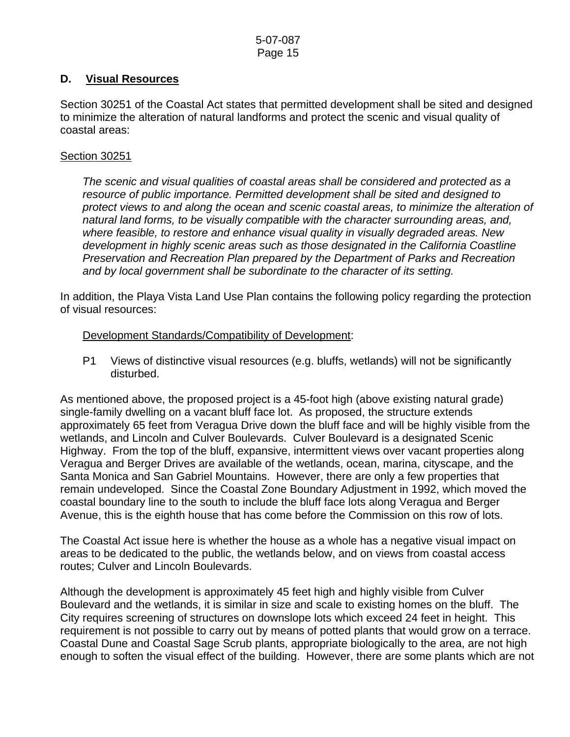## D. Visual Resources

Section 30251 of the Coastal Act states that permitted development shall be sited and designed to minimize the alteration of natural landforms and protect the scenic and visual quality of coastal areas:

Section 30251

> *The scenic and visual qualities of coastal areas shall be considered and protected as a resource of public importance. Permitted development shall be sited and designed to protect views to and along the ocean and scenic coastal areas, to minimize the alteration of natural land forms, to be visually compatible with the character surrounding areas, and, where feasible, to restore and enhance visual quality in visually degraded areas. New development in highly scenic areas such as those designated in the California Coastline Preservation and Recreation Plan prepared by the Department of Parks and Recreation and by local government shall be subordinate to the character of its setting.*

In addition, the Playa Vista Land Use Plan contains the following policy regarding the protection of visual resources:

Development Standards/Compatibility of Development:

P1 Views of distinctive visual resources (e.g. bluffs, wetlands) will not be significantly disturbed.

As mentioned above, the proposed project is a 45-foot high (above existing natural grade) single-family dwelling on a vacant bluff face lot. As proposed, the structure extends approximately 65 feet from Veragua Drive down the bluff face and will be highly visible from the wetlands, and Lincoln and Culver Boulevards. Culver Boulevard is a designated Scenic Highway. From the top of the bluff, expansive, intermittent views over vacant properties along Veragua and Berger Drives are available of the wetlands, ocean, marina, cityscape, and the Santa Monica and San Gabriel Mountains. However, there are only a few properties that remain undeveloped. Since the Coastal Zone Boundary Adjustment in 1992, which moved the coastal boundary line to the south to include the bluff face lots along Veragua and Berger Avenue, this is the eighth house that has come before the Commission on this row of lots.

The Coastal Act issue here is whether the house as a whole has a negative visual impact on areas to be dedicated to the public, the wetlands below, and on views from coastal access routes; Culver and Lincoln Boulevards.

Although the development is approximately 45 feet high and highly visible from Culver Boulevard and the wetlands, it is similar in size and scale to existing homes on the bluff. The City requires screening of structures on downslope lots which exceed 24 feet in height. This requirement is not possible to carry out by means of potted plants that would grow on a terrace. Coastal Dune and Coastal Sage Scrub plants, appropriate biologically to the area, are not high enough to soften the visual effect of the building. However, there are some plants which are not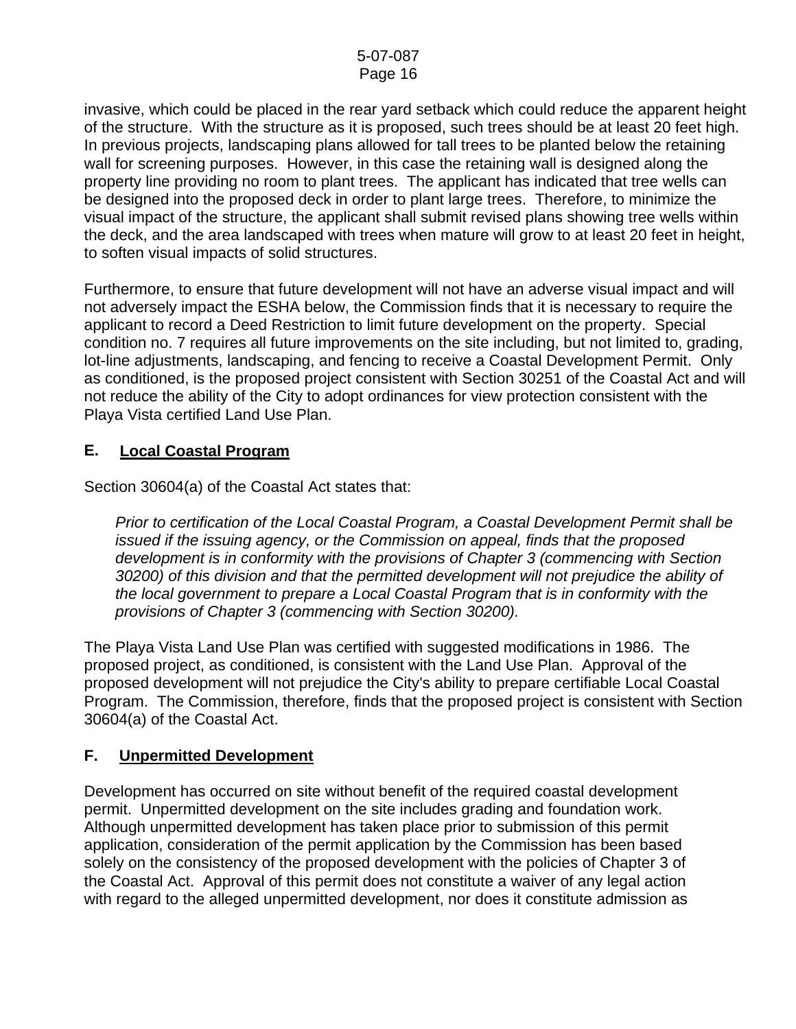invasive, which could be placed in the rear yard setback which could reduce the apparent height of the structure. With the structure as it is proposed, such trees should be at least 20 feet high. In previous projects, landscaping plans allowed for tall trees to be planted below the retaining wall for screening purposes. However, in this case the retaining wall is designed along the property line providing no room to plant trees. The applicant has indicated that tree wells can be designed into the proposed deck in order to plant large trees. Therefore, to minimize the visual impact of the structure, the applicant shall submit revised plans showing tree wells within the deck, and the area landscaped with trees when mature will grow to at least 20 feet in height, to soften visual impacts of solid structures.

Furthermore, to ensure that future development will not have an adverse visual impact and will not adversely impact the ESHA below, the Commission finds that it is necessary to require the applicant to record a Deed Restriction to limit future development on the property. Special condition no. 7 requires all future improvements on the site including, but not limited to, grading, lot-line adjustments, landscaping, and fencing to receive a Coastal Development Permit. Only as conditioned, is the proposed project consistent with Section 30251 of the Coastal Act and will not reduce the ability of the City to adopt ordinances for view protection consistent with the Playa Vista certified Land Use Plan.

## E. Local Coastal Program

Section 30604(a) of the Coastal Act states that:

> *Prior to certification of the Local Coastal Program, a Coastal Development Permit shall be issued if the issuing agency, or the Commission on appeal, finds that the proposed development is in conformity with the provisions of Chapter 3 (commencing with Section 30200) of this division and that the permitted development will not prejudice the ability of the local government to prepare a Local Coastal Program that is in conformity with the provisions of Chapter 3 (commencing with Section 30200).*

The Playa Vista Land Use Plan was certified with suggested modifications in 1986. The proposed project, as conditioned, is consistent with the Land Use Plan. Approval of the proposed development will not prejudice the City's ability to prepare certifiable Local Coastal Program. The Commission, therefore, finds that the proposed project is consistent with Section 30604(a) of the Coastal Act.

## F. Unpermitted Development

Development has occurred on site without benefit of the required coastal development permit. Unpermitted development on the site includes grading and foundation work. Although unpermitted development has taken place prior to submission of this permit application, consideration of the permit application by the Commission has been based solely on the consistency of the proposed development with the policies of Chapter 3 of the Coastal Act. Approval of this permit does not constitute a waiver of any legal action with regard to the alleged unpermitted development, nor does it constitute admission as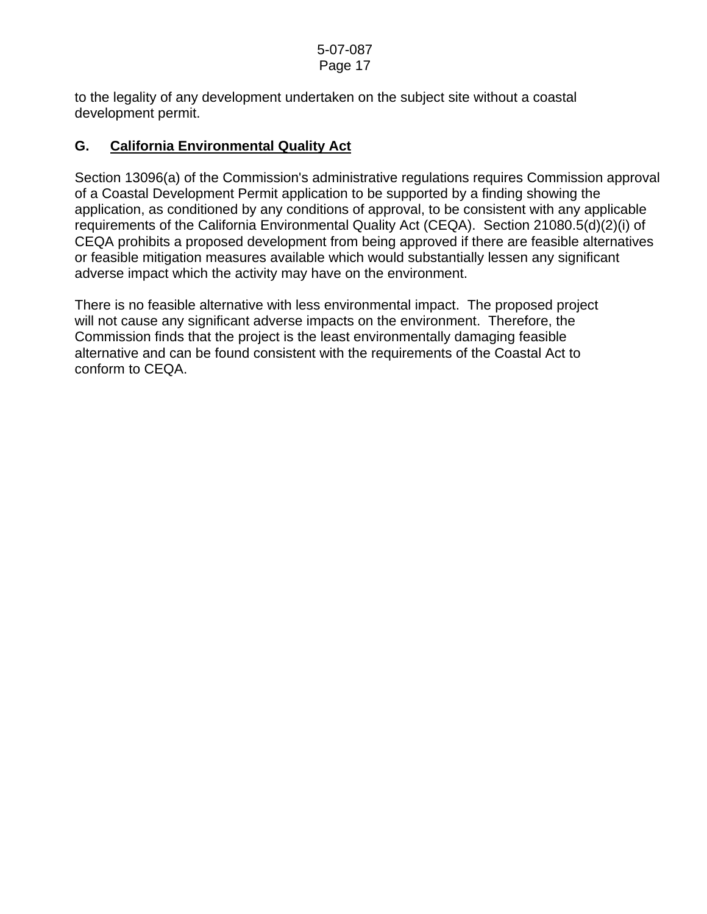to the legality of any development undertaken on the subject site without a coastal development permit.

## G. California Environmental Quality Act

Section 13096(a) of the Commission's administrative regulations requires Commission approval of a Coastal Development Permit application to be supported by a finding showing the application, as conditioned by any conditions of approval, to be consistent with any applicable requirements of the California Environmental Quality Act (CEQA). Section 21080.5(d)(2)(i) of CEQA prohibits a proposed development from being approved if there are feasible alternatives or feasible mitigation measures available which would substantially lessen any significant adverse impact which the activity may have on the environment.

There is no feasible alternative with less environmental impact. The proposed project will not cause any significant adverse impacts on the environment. Therefore, the Commission finds that the project is the least environmentally damaging feasible alternative and can be found consistent with the requirements of the Coastal Act to conform to CEQA.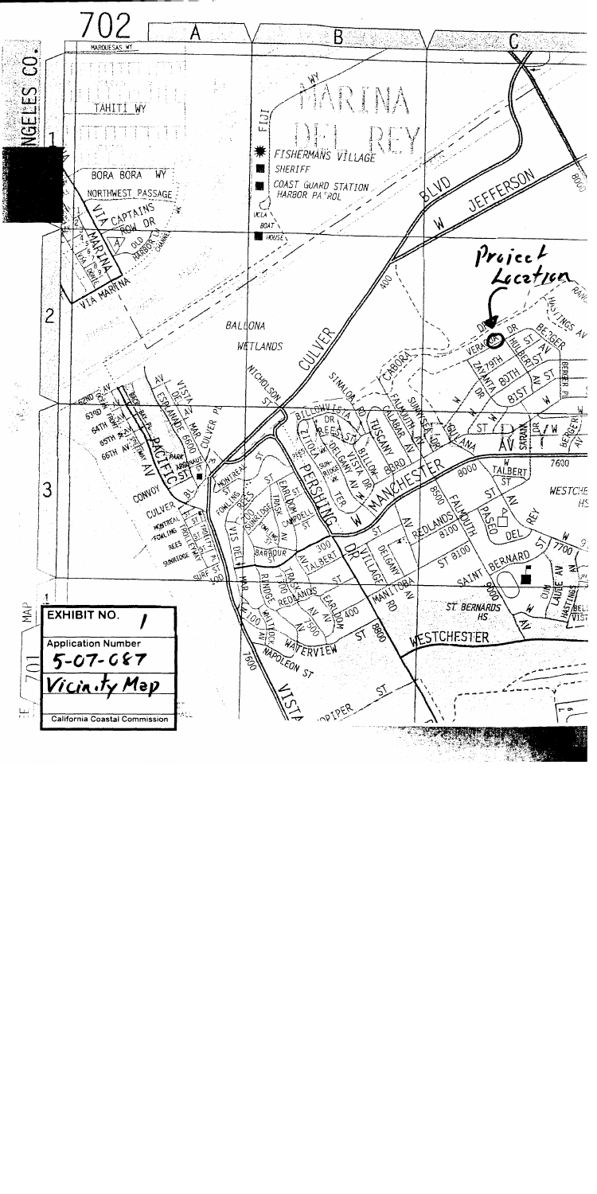**EXHIBIT NO.** 1

**Application Number**
5-07-087

**Vicinity Map**

California Coastal Commission

Project Location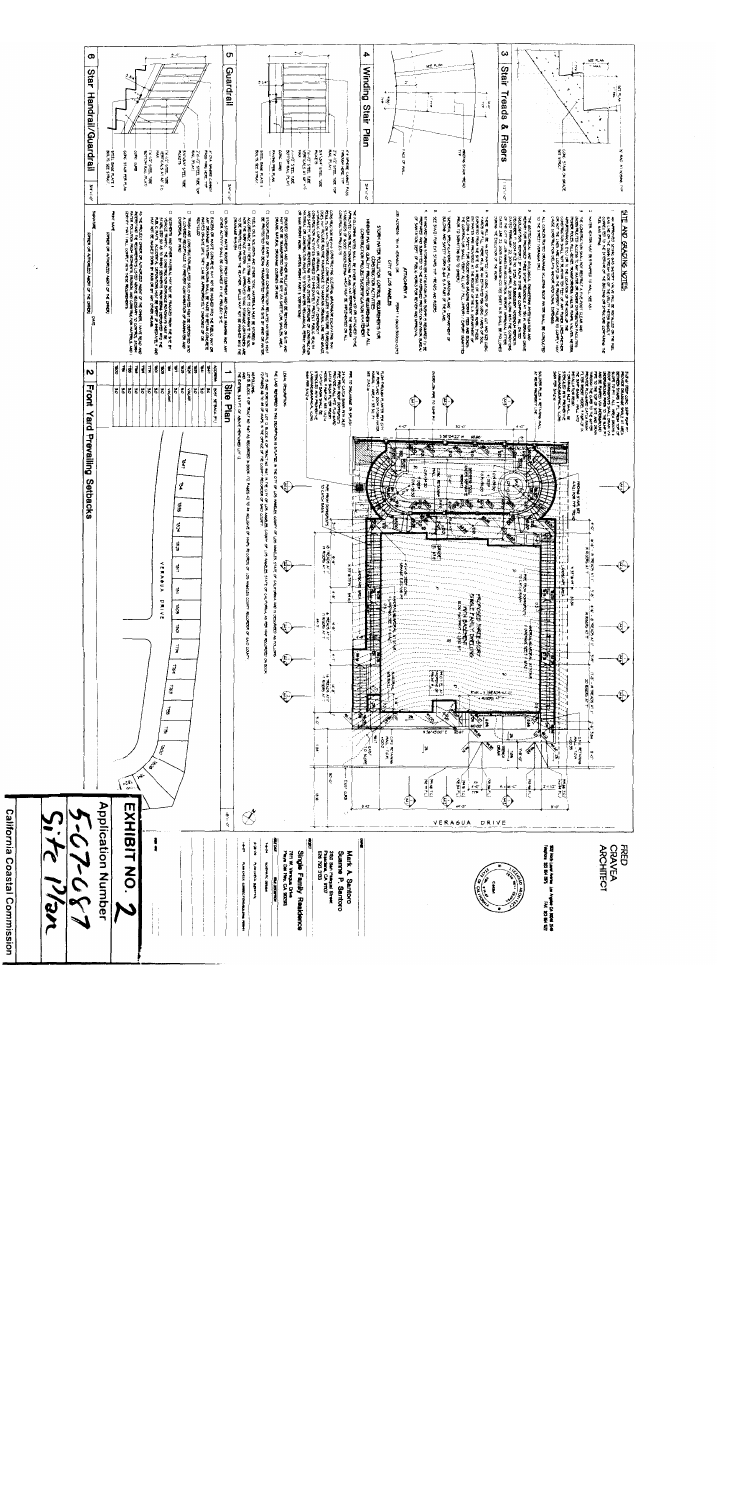# EXHIBIT NO. 2

Application Number

5-07-087

Site Plan

California Coastal Commission

FRED CRAVEA ARCHITECT

Mark A. Santoro
Suanne P. Santoro

Single Family Residence

VERAGUA DRIVE

1 Site Plan

2 Front Yard Prevailing Setbacks

3 Stair Treads & Risers

4 Winding Stair Plan

5 Guardrail

6 Stair Handrail/Guardrail

SITE AND GRADING NOTES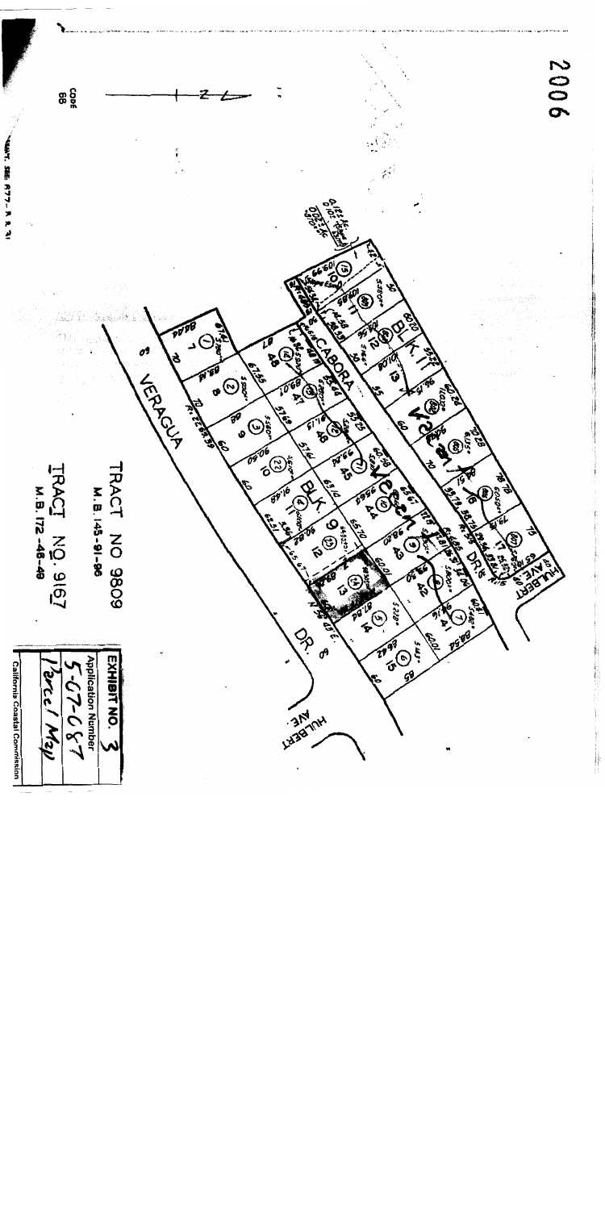2006

CODE 68

TRACT NO 9809
M.B. 145-91-96

TRACT NO. 9167
M.B. 172-46-48

CABORA

VERAGUA

DR.

HULBERT AVE.

BLK. 11

BLK. 9

| EXHIBIT NO. 3 |
| --- |
| Application Number |
| 5-07-087 |
| Parcel Map |
| California Coastal Commission |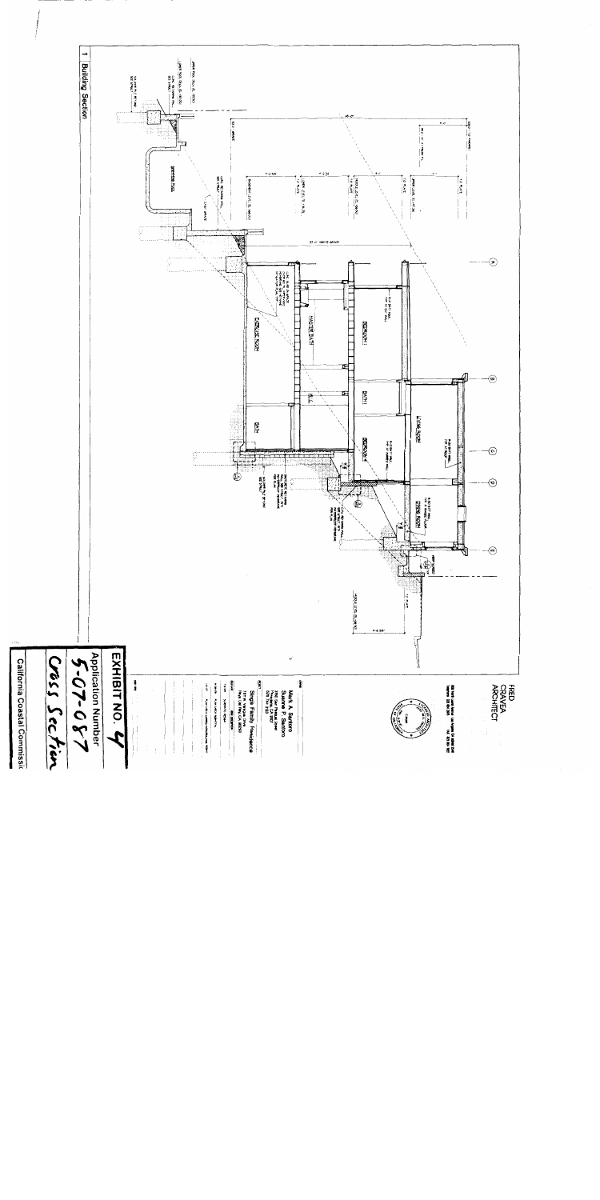1 Building Section

FRED CRAWFORD ARCHITECT

Mark A. Santoro
Suzanne P. Santoro

Single Family Residence

EXHIBIT NO. 4

Application Number

5-07-087

Cross Section

California Coastal Commission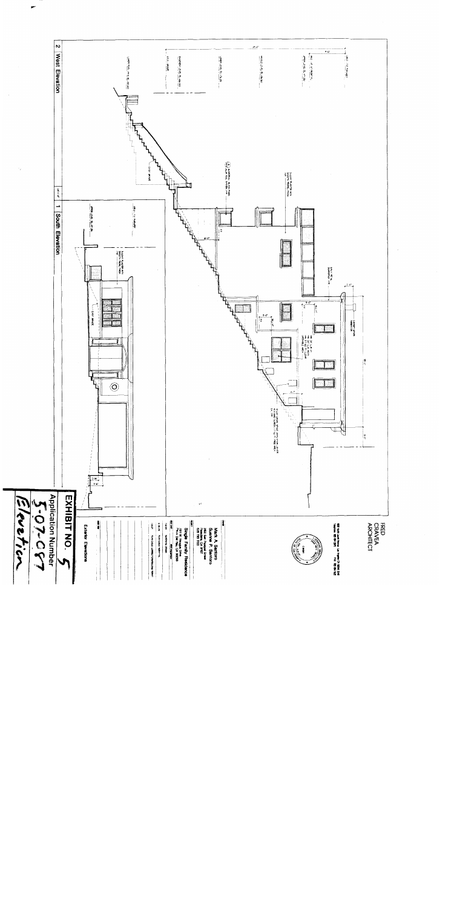FRED
CRAVEA
ARCHITECT

Mark A. Santoro
Suzanne P. Santoro

Single Family Residence

Exterior Elevations

2 West Elevation

1 South Elevation

EXHIBIT NO. 5
Application Number
5-07-087
Elevation